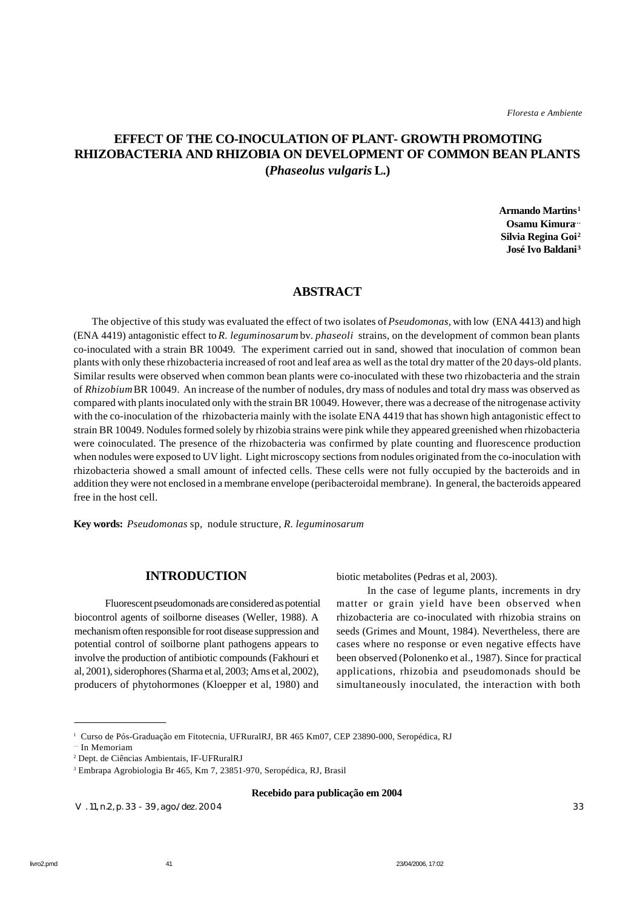# EFFECT OF THE CO-INOCULATION OF PLANT- GROWTH PROMOTING RHIZOBACTERIA AND RHIZOBIA ON DEVELOPMENT OF COMMON BEAN PLANTS (*Phaseolus vulgaris* L.)

**Armando Martins**[1]
**Osamu Kimura**[…]
**Silvia Regina Goi**[2]
**José Ivo Baldani**[3]

## ABSTRACT

The objective of this study was evaluated the effect of two isolates of *Pseudomonas,* with low (ENA 4413) and high (ENA 4419) antagonistic effect to *R. leguminosarum* bv. *phaseoli* strains, on the development of common bean plants co-inoculated with a strain BR 10049. The experiment carried out in sand, showed that inoculation of common bean plants with only these rhizobacteria increased of root and leaf area as well as the total dry matter of the 20 days-old plants. Similar results were observed when common bean plants were co-inoculated with these two rhizobacteria and the strain of *Rhizobium* BR 10049. An increase of the number of nodules, dry mass of nodules and total dry mass was observed as compared with plants inoculated only with the strain BR 10049. However, there was a decrease of the nitrogenase activity with the co-inoculation of the rhizobacteria mainly with the isolate ENA 4419 that has shown high antagonistic effect to strain BR 10049. Nodules formed solely by rhizobia strains were pink while they appeared greenished when rhizobacteria were coinoculated. The presence of the rhizobacteria was confirmed by plate counting and fluorescence production when nodules were exposed to UV light. Light microscopy sections from nodules originated from the co-inoculation with rhizobacteria showed a small amount of infected cells. These cells were not fully occupied by the bacteroids and in addition they were not enclosed in a membrane envelope (peribacteroidal membrane). In general, the bacteroids appeared free in the host cell.

**Key words:** *Pseudomonas* sp, nodule structure, *R. leguminosarum*

## INTRODUCTION

Fluorescent pseudomonads are considered as potential biocontrol agents of soilborne diseases (Weller, 1988). A mechanism often responsible for root disease suppression and potential control of soilborne plant pathogens appears to involve the production of antibiotic compounds (Fakhouri et al, 2001), siderophores (Sharma et al, 2003; Ams et al, 2002), producers of phytohormones (Kloepper et al, 1980) and biotic metabolites (Pedras et al, 2003).

In the case of legume plants, increments in dry matter or grain yield have been observed when rhizobacteria are co-inoculated with rhizobia strains on seeds (Grimes and Mount, 1984). Nevertheless, there are cases where no response or even negative effects have been observed (Polonenko et al., 1987). Since for practical applications, rhizobia and pseudomonads should be simultaneously inoculated, the interaction with both

---

[1] Curso de Pós-Graduação em Fitotecnia, UFRuralRJ, BR 465 Km07, CEP 23890-000, Seropédica, RJ

[…] In Memoriam

[2] Dept. de Ciências Ambientais, IF-UFRuralRJ

[3] Embrapa Agrobiologia Br 465, Km 7, 23851-970, Seropédica, RJ, Brasil

**Recebido para publicação em 2004**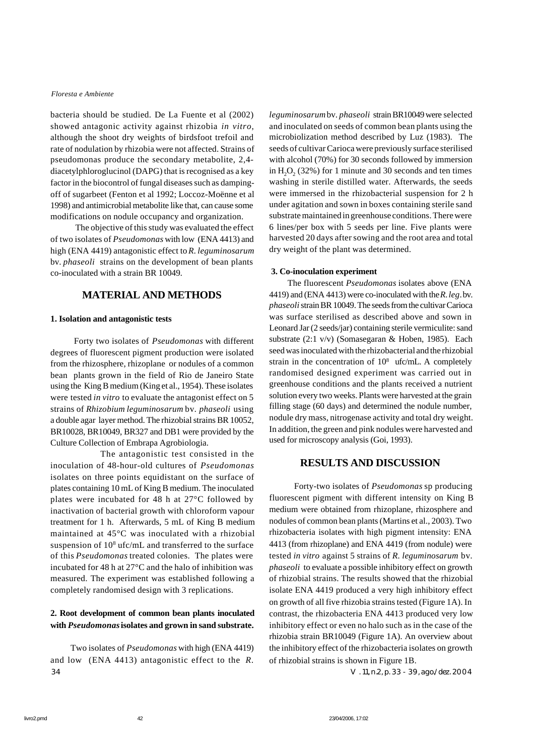bacteria should be studied. De La Fuente et al (2002) showed antagonic activity against rhizobia *in vitro*, although the shoot dry weights of birdsfoot trefoil and rate of nodulation by rhizobia were not affected. Strains of pseudomonas produce the secondary metabolite, 2,4-diacetylphloroglucinol (DAPG) that is recognised as a key factor in the biocontrol of fungal diseases such as damping-off of sugarbeet (Fenton et al 1992; Loccoz-Moënne et al 1998) and antimicrobial metabolite like that, can cause some modifications on nodule occupancy and organization.

The objective of this study was evaluated the effect of two isolates of *Pseudomonas* with low (ENA 4413) and high (ENA 4419) antagonistic effect to *R. leguminosarum* bv. *phaseoli* strains on the development of bean plants co-inoculated with a strain BR 10049.

## MATERIAL AND METHODS

### 1. Isolation and antagonistic tests

Forty two isolates of *Pseudomonas* with different degrees of fluorescent pigment production were isolated from the rhizosphere, rhizoplane or nodules of a common bean plants grown in the field of Rio de Janeiro State using the King B medium (King et al., 1954). These isolates were tested *in vitro* to evaluate the antagonist effect on 5 strains of *Rhizobium leguminosarum* bv. *phaseoli* using a double agar layer method. The rhizobial strains BR 10052, BR10028, BR10049, BR327 and DB1 were provided by the Culture Collection of Embrapa Agrobiologia.

The antagonistic test consisted in the inoculation of 48-hour-old cultures of *Pseudomonas* isolates on three points equidistant on the surface of plates containing 10 mL of King B medium. The inoculated plates were incubated for 48 h at 27°C followed by inactivation of bacterial growth with chloroform vapour treatment for 1 h. Afterwards, 5 mL of King B medium maintained at 45°C was inoculated with a rhizobial suspension of $10^8$ ufc/mL and transferred to the surface of this *Pseudomonas* treated colonies. The plates were incubated for 48 h at 27°C and the halo of inhibition was measured. The experiment was established following a completely randomised design with 3 replications.

### 2. Root development of common bean plants inoculated with *Pseudomonas* isolates and grown in sand substrate.

Two isolates of *Pseudomonas* with high (ENA 4419) and low (ENA 4413) antagonistic effect to the *R. leguminosarum* bv. *phaseoli* strain BR10049 were selected and inoculated on seeds of common bean plants using the microbiolization method described by Luz (1983). The seeds of cultivar Carioca were previously surface sterilised with alcohol (70%) for 30 seconds followed by immersion in $H_2O_2$ (32%) for 1 minute and 30 seconds and ten times washing in sterile distilled water. Afterwards, the seeds were immersed in the rhizobacterial suspension for 2 h under agitation and sown in boxes containing sterile sand substrate maintained in greenhouse conditions. There were 6 lines/per box with 5 seeds per line. Five plants were harvested 20 days after sowing and the root area and total dry weight of the plant was determined.

### 3. Co-inoculation experiment

The fluorescent *Pseudomonas* isolates above (ENA 4419) and (ENA 4413) were co-inoculated with the *R. leg*. bv. *phaseoli* strain BR 10049. The seeds from the cultivar Carioca was surface sterilised as described above and sown in Leonard Jar (2 seeds/jar) containing sterile vermiculite: sand substrate (2:1 v/v) (Somasegaran & Hoben, 1985). Each seed was inoculated with the rhizobacterial and the rhizobial strain in the concentration of $10^8$ ufc/mL. A completely randomised designed experiment was carried out in greenhouse conditions and the plants received a nutrient solution every two weeks. Plants were harvested at the grain filling stage (60 days) and determined the nodule number, nodule dry mass, nitrogenase activity and total dry weight. In addition, the green and pink nodules were harvested and used for microscopy analysis (Goi, 1993).

## RESULTS AND DISCUSSION

Forty-two isolates of *Pseudomonas* sp producing fluorescent pigment with different intensity on King B medium were obtained from rhizoplane, rhizosphere and nodules of common bean plants (Martins et al., 2003). Two rhizobacteria isolates with high pigment intensity: ENA 4413 (from rhizoplane) and ENA 4419 (from nodule) were tested *in vitro* against 5 strains of *R. leguminosarum* bv. *phaseoli* to evaluate a possible inhibitory effect on growth of rhizobial strains. The results showed that the rhizobial isolate ENA 4419 produced a very high inhibitory effect on growth of all five rhizobia strains tested (Figure 1A). In contrast, the rhizobacteria ENA 4413 produced very low inhibitory effect or even no halo such as in the case of the rhizobia strain BR10049 (Figure 1A). An overview about the inhibitory effect of the rhizobacteria isolates on growth of rhizobial strains is shown in Figure 1B.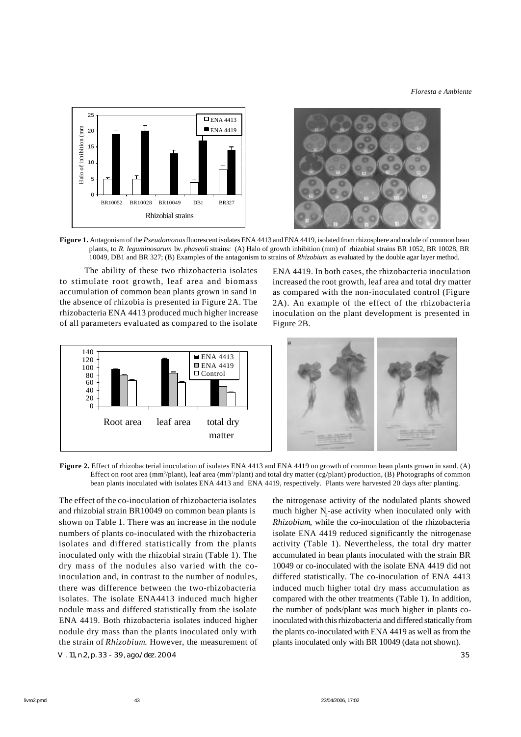**Figure 1.** Antagonism of the *Pseudomonas* fluorescent isolates ENA 4413 and ENA 4419, isolated from rhizosphere and nodule of common bean plants, to *R. leguminosarum* bv. *phaseoli* strains: (A) Halo of growth inhibition (mm) of rhizobial strains BR 1052, BR 10028, BR 10049, DB1 and BR 327; (B) Examples of the antagonism to strains of *Rhizobium* as evaluated by the double agar layer method.

The ability of these two rhizobacteria isolates to stimulate root growth, leaf area and biomass accumulation of common bean plants grown in sand in the absence of rhizobia is presented in Figure 2A. The rhizobacteria ENA 4413 produced much higher increase of all parameters evaluated as compared to the isolate ENA 4419. In both cases, the rhizobacteria inoculation increased the root growth, leaf area and total dry matter as compared with the non-inoculated control (Figure 2A). An example of the effect of the rhizobacteria inoculation on the plant development is presented in Figure 2B.

**Figure 2.** Effect of rhizobacterial inoculation of isolates ENA 4413 and ENA 4419 on growth of common bean plants grown in sand. (A) Effect on root area ($mm^2$/plant), leaf area ($mm^2$/plant) and total dry matter (cg/plant) production, (B) Photographs of common bean plants inoculated with isolates ENA 4413 and ENA 4419, respectively. Plants were harvested 20 days after planting.

The effect of the co-inoculation of rhizobacteria isolates and rhizobial strain BR10049 on common bean plants is shown on Table 1. There was an increase in the nodule numbers of plants co-inoculated with the rhizobacteria isolates and differed statistically from the plants inoculated only with the rhizobial strain (Table 1). The dry mass of the nodules also varied with the co-inoculation and, in contrast to the number of nodules, there was difference between the two-rhizobacteria isolates. The isolate ENA4413 induced much higher nodule mass and differed statistically from the isolate ENA 4419. Both rhizobacteria isolates induced higher nodule dry mass than the plants inoculated only with the strain of *Rhizobium.* However, the measurement of the nitrogenase activity of the nodulated plants showed much higher $N_2$-ase activity when inoculated only with *Rhizobium*, while the co-inoculation of the rhizobacteria isolate ENA 4419 reduced significantly the nitrogenase activity (Table 1). Nevertheless, the total dry matter accumulated in bean plants inoculated with the strain BR 10049 or co-inoculated with the isolate ENA 4419 did not differed statistically. The co-inoculation of ENA 4413 induced much higher total dry mass accumulation as compared with the other treatments (Table 1). In addition, the number of pods/plant was much higher in plants co-inoculated with this rhizobacteria and differed statically from the plants co-inoculated with ENA 4419 as well as from the plants inoculated only with BR 10049 (data not shown).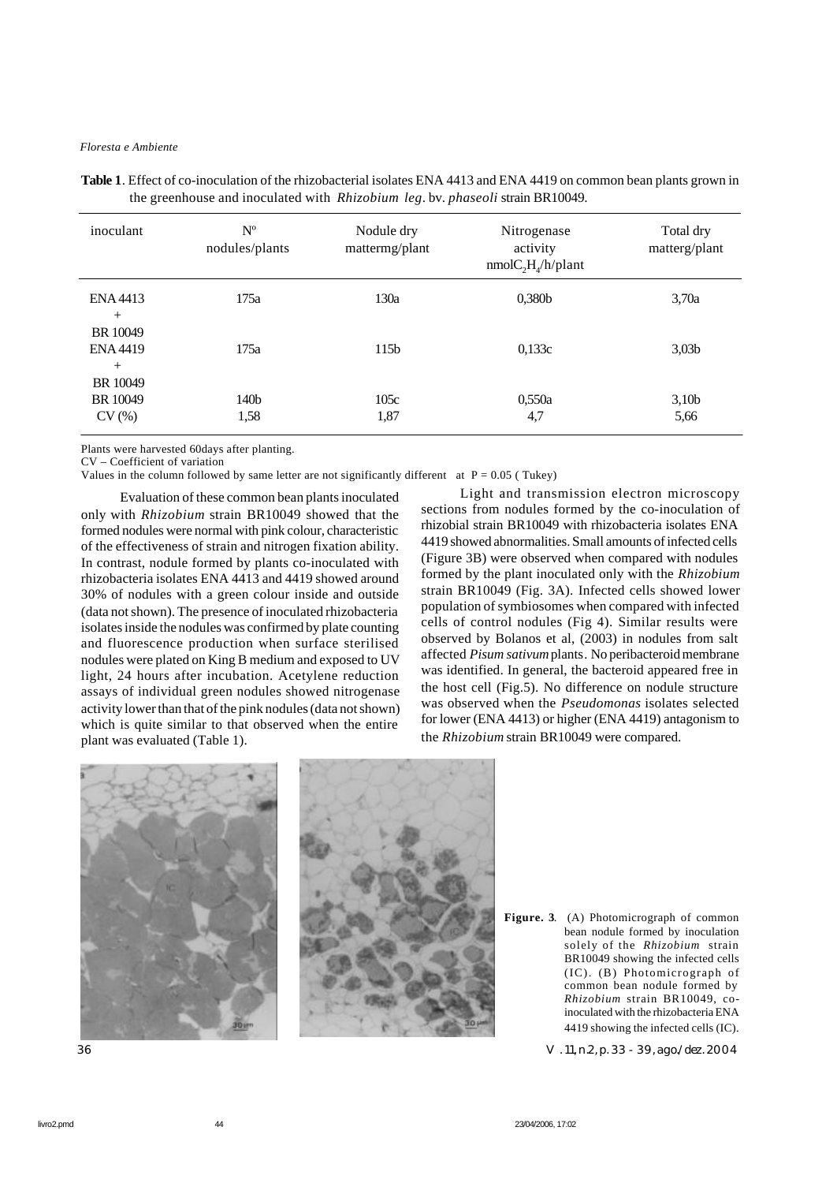**Table 1**. Effect of co-inoculation of the rhizobacterial isolates ENA 4413 and ENA 4419 on common bean plants grown in the greenhouse and inoculated with *Rhizobium leg*. bv. *phaseoli* strain BR10049.

| inoculant | Nº nodules/plants | Nodule dry mattermg/plant | Nitrogenase activity nmol$C_2H_4$/h/plant | Total dry matterg/plant |
|---|---|---|---|---|
| ENA 4413 + BR 10049 | 175a | 130a | 0,380b | 3,70a |
| ENA 4419 + BR 10049 | 175a | 115b | 0,133c | 3,03b |
| BR 10049 | 140b | 105c | 0,550a | 3,10b |
| CV (%) | 1,58 | 1,87 | 4,7 | 5,66 |

Plants were harvested 60days after planting.
CV – Coefficient of variation
Values in the column followed by same letter are not significantly different at P = 0.05 ( Tukey)

Evaluation of these common bean plants inoculated only with *Rhizobium* strain BR10049 showed that the formed nodules were normal with pink colour, characteristic of the effectiveness of strain and nitrogen fixation ability. In contrast, nodule formed by plants co-inoculated with rhizobacteria isolates ENA 4413 and 4419 showed around 30% of nodules with a green colour inside and outside (data not shown). The presence of inoculated rhizobacteria isolates inside the nodules was confirmed by plate counting and fluorescence production when surface sterilised nodules were plated on King B medium and exposed to UV light, 24 hours after incubation. Acetylene reduction assays of individual green nodules showed nitrogenase activity lower than that of the pink nodules (data not shown) which is quite similar to that observed when the entire plant was evaluated (Table 1).

Light and transmission electron microscopy sections from nodules formed by the co-inoculation of rhizobial strain BR10049 with rhizobacteria isolates ENA 4419 showed abnormalities. Small amounts of infected cells (Figure 3B) were observed when compared with nodules formed by the plant inoculated only with the *Rhizobium* strain BR10049 (Fig. 3A). Infected cells showed lower population of symbiosomes when compared with infected cells of control nodules (Fig 4). Similar results were observed by Bolanos et al, (2003) in nodules from salt affected *Pisum sativum* plants. No peribacteroid membrane was identified. In general, the bacteroid appeared free in the host cell (Fig.5). No difference on nodule structure was observed when the *Pseudomonas* isolates selected for lower (ENA 4413) or higher (ENA 4419) antagonism to the *Rhizobium* strain BR10049 were compared.

**Figure. 3**. (A) Photomicrograph of common bean nodule formed by inoculation solely of the *Rhizobium* strain BR10049 showing the infected cells (IC). (B) Photomicrograph of common bean nodule formed by *Rhizobium* strain BR10049, co-inoculated with the rhizobacteria ENA 4419 showing the infected cells (IC).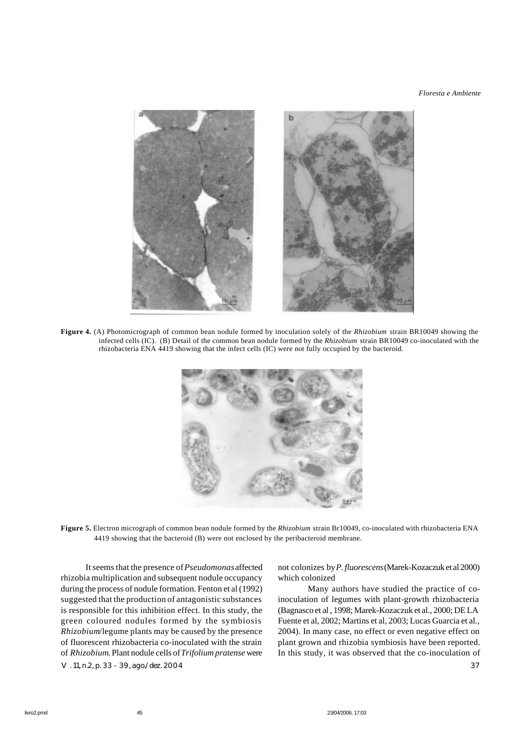**Figure 4.** (A) Photomicrograph of common bean nodule formed by inoculation solely of the *Rhizobium* strain BR10049 showing the infected cells (IC). (B) Detail of the common bean nodule formed by the *Rhizobium* strain BR10049 co-inoculated with the rhizobacteria ENA 4419 showing that the infect cells (IC) were not fully occupied by the bacteroid.

**Figure 5.** Electron micrograph of common bean nodule formed by the *Rhizobium* strain Br10049, co-inoculated with rhizobacteria ENA 4419 showing that the bacteroid (B) were not enclosed by the peribacteroid membrane.

It seems that the presence of *Pseudomonas* affected rhizobia multiplication and subsequent nodule occupancy during the process of nodule formation. Fenton et al (1992) suggested that the production of antagonistic substances is responsible for this inhibition effect. In this study, the green coloured nodules formed by the symbiosis *Rhizobium*/legume plants may be caused by the presence of fluorescent rhizobacteria co-inoculated with the strain of *Rhizobium*. Plant nodule cells of *Trifolium pratense* were not colonizes by *P. fluorescens* (Marek-Kozaczuk et al 2000) which colonized

Many authors have studied the practice of co-inoculation of legumes with plant-growth rhizobacteria (Bagnasco et al , 1998; Marek-Kozaczuk et al., 2000; DE LA Fuente et al, 2002; Martins et al, 2003; Lucas Guarcia et al., 2004). In many case, no effect or even negative effect on plant grown and rhizobia symbiosis have been reported. In this study, it was observed that the co-inoculation of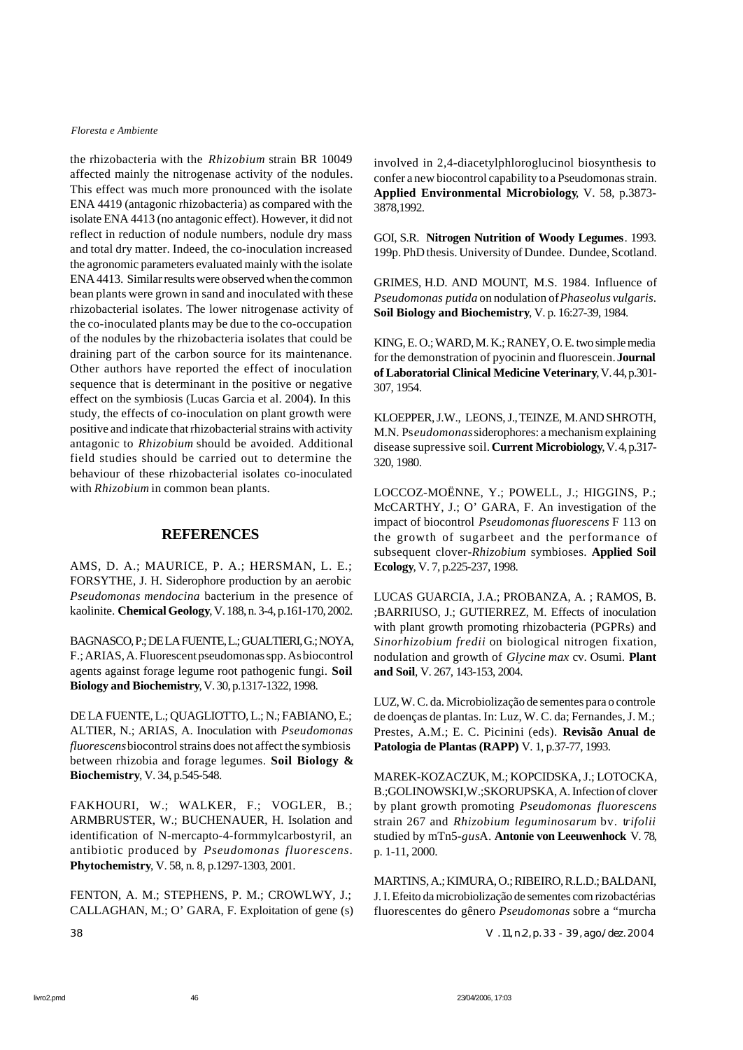the rhizobacteria with the *Rhizobium* strain BR 10049 affected mainly the nitrogenase activity of the nodules. This effect was much more pronounced with the isolate ENA 4419 (antagonic rhizobacteria) as compared with the isolate ENA 4413 (no antagonic effect). However, it did not reflect in reduction of nodule numbers, nodule dry mass and total dry matter. Indeed, the co-inoculation increased the agronomic parameters evaluated mainly with the isolate ENA 4413. Similar results were observed when the common bean plants were grown in sand and inoculated with these rhizobacterial isolates. The lower nitrogenase activity of the co-inoculated plants may be due to the co-occupation of the nodules by the rhizobacteria isolates that could be draining part of the carbon source for its maintenance. Other authors have reported the effect of inoculation sequence that is determinant in the positive or negative effect on the symbiosis (Lucas Garcia et al. 2004). In this study, the effects of co-inoculation on plant growth were positive and indicate that rhizobacterial strains with activity antagonic to *Rhizobium* should be avoided. Additional field studies should be carried out to determine the behaviour of these rhizobacterial isolates co-inoculated with *Rhizobium* in common bean plants.

## REFERENCES

AMS, D. A.; MAURICE, P. A.; HERSMAN, L. E.; FORSYTHE, J. H. Siderophore production by an aerobic *Pseudomonas mendocina* bacterium in the presence of kaolinite. **Chemical Geology**, V. 188, n. 3-4, p.161-170, 2002.

BAGNASCO, P.; DE LA FUENTE, L.; GUALTIERI, G.; NOYA, F.; ARIAS, A. Fluorescent pseudomonas spp. As biocontrol agents against forage legume root pathogenic fungi. **Soil Biology and Biochemistry**, V. 30, p.1317-1322, 1998.

DE LA FUENTE, L.; QUAGLIOTTO, L.; N.; FABIANO, E.; ALTIER, N.; ARIAS, A. Inoculation with *Pseudomonas fluorescens* biocontrol strains does not affect the symbiosis between rhizobia and forage legumes. **Soil Biology & Biochemistry**, V. 34, p.545-548.

FAKHOURI, W.; WALKER, F.; VOGLER, B.; ARMBRUSTER, W.; BUCHENAUER, H. Isolation and identification of N-mercapto-4-formmylcarbostyril, an antibiotic produced by *Pseudomonas fluorescens*. **Phytochemistry**, V. 58, n. 8, p.1297-1303, 2001.

FENTON, A. M.; STEPHENS, P. M.; CROWLWY, J.; CALLAGHAN, M.; O' GARA, F. Exploitation of gene (s) involved in 2,4-diacetylphloroglucinol biosynthesis to confer a new biocontrol capability to a Pseudomonas strain. **Applied Environmental Microbiology**, V. 58, p.3873-3878,1992.

GOI, S.R. **Nitrogen Nutrition of Woody Legumes**. 1993. 199p. PhD thesis. University of Dundee. Dundee, Scotland.

GRIMES, H.D. AND MOUNT, M.S. 1984. Influence of *Pseudomonas putida* on nodulation of *Phaseolus vulgaris*. **Soil Biology and Biochemistry**, V. p. 16:27-39, 1984.

KING, E. O.; WARD, M. K.; RANEY, O. E. two simple media for the demonstration of pyocinin and fluorescein. **Journal of Laboratorial Clinical Medicine Veterinary**, V. 44, p.301-307, 1954.

KLOEPPER, J.W., LEONS, J., TEINZE, M. AND SHROTH, M.N. Ps*eudomonas* siderophores: a mechanism explaining disease supressive soil. **Current Microbiology**, V. 4, p.317-320, 1980.

LOCCOZ-MOËNNE, Y.; POWELL, J.; HIGGINS, P.; McCARTHY, J.; O' GARA, F. An investigation of the impact of biocontrol *Pseudomonas fluorescens* F 113 on the growth of sugarbeet and the performance of subsequent clover-*Rhizobium* symbioses. **Applied Soil Ecology**, V. 7, p.225-237, 1998.

LUCAS GUARCIA, J.A.; PROBANZA, A. ; RAMOS, B. ;BARRIUSO, J.; GUTIERREZ, M. Effects of inoculation with plant growth promoting rhizobacteria (PGPRs) and *Sinorhizobium fredii* on biological nitrogen fixation, nodulation and growth of *Glycine max* cv. Osumi. **Plant and Soil**, V. 267, 143-153, 2004.

LUZ, W. C. da. Microbiolização de sementes para o controle de doenças de plantas. In: Luz, W. C. da; Fernandes, J. M.; Prestes, A.M.; E. C. Picinini (eds). **Revisão Anual de Patologia de Plantas (RAPP)** V. 1, p.37-77, 1993.

MAREK-KOZACZUK, M.; KOPCIDSKA, J.; LOTOCKA, B.;GOLINOWSKI,W.;SKORUPSKA, A. Infection of clover by plant growth promoting *Pseudomonas fluorescens* strain 267 and *Rhizobium leguminosarum* bv. *trifolii* studied by mTn5-*gus*A. **Antonie von Leeuwenhock** V. 78, p. 1-11, 2000.

MARTINS, A.; KIMURA, O.; RIBEIRO, R.L.D.; BALDANI, J. I. Efeito da microbiolização de sementes com rizobactérias fluorescentes do gênero *Pseudomonas* sobre a "murcha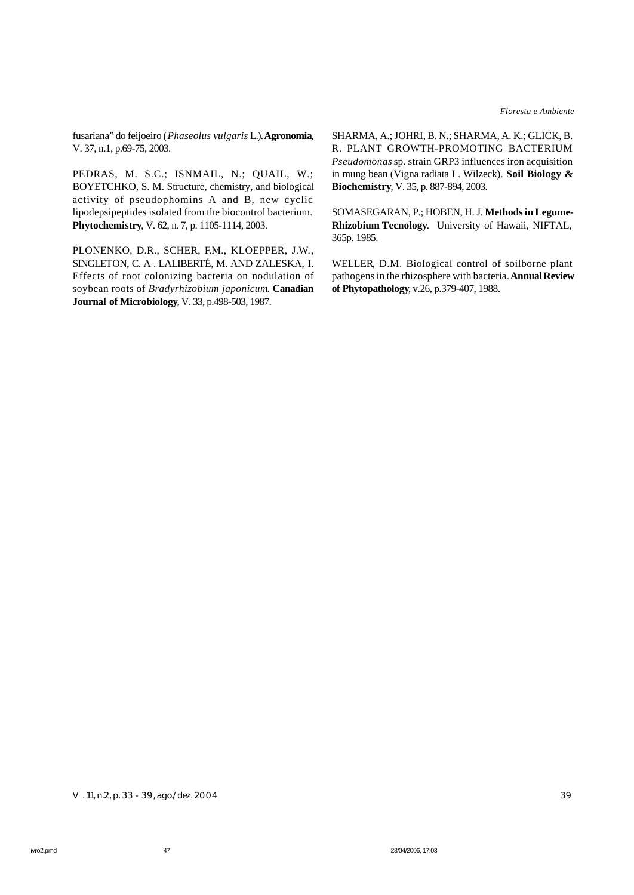fusariana" do feijoeiro (*Phaseolus vulgaris* L.). **Agronomia**, V. 37, n.1, p.69-75, 2003.

PEDRAS, M. S.C.; ISNMAIL, N.; QUAIL, W.; BOYETCHKO, S. M. Structure, chemistry, and biological activity of pseudophomins A and B, new cyclic lipodepsipeptides isolated from the biocontrol bacterium. **Phytochemistry**, V. 62, n. 7, p. 1105-1114, 2003.

PLONENKO, D.R., SCHER, F.M., KLOEPPER, J.W., SINGLETON, C. A . LALIBERTÉ, M. AND ZALESKA, I. Effects of root colonizing bacteria on nodulation of soybean roots of *Bradyrhizobium japonicum.* **Canadian Journal of Microbiology**, V. 33, p.498-503, 1987.

SHARMA, A.; JOHRI, B. N.; SHARMA, A. K.; GLICK, B. R. PLANT GROWTH-PROMOTING BACTERIUM *Pseudomonas* sp. strain GRP3 influences iron acquisition in mung bean (Vigna radiata L. Wilzeck). **Soil Biology & Biochemistry**, V. 35, p. 887-894, 2003.

SOMASEGARAN, P.; HOBEN, H. J. **Methods in Legume-Rhizobium Tecnology**. University of Hawaii, NIFTAL, 365p. 1985.

WELLER, D.M. Biological control of soilborne plant pathogens in the rhizosphere with bacteria. **Annual Review of Phytopathology**, v.26, p.379-407, 1988.